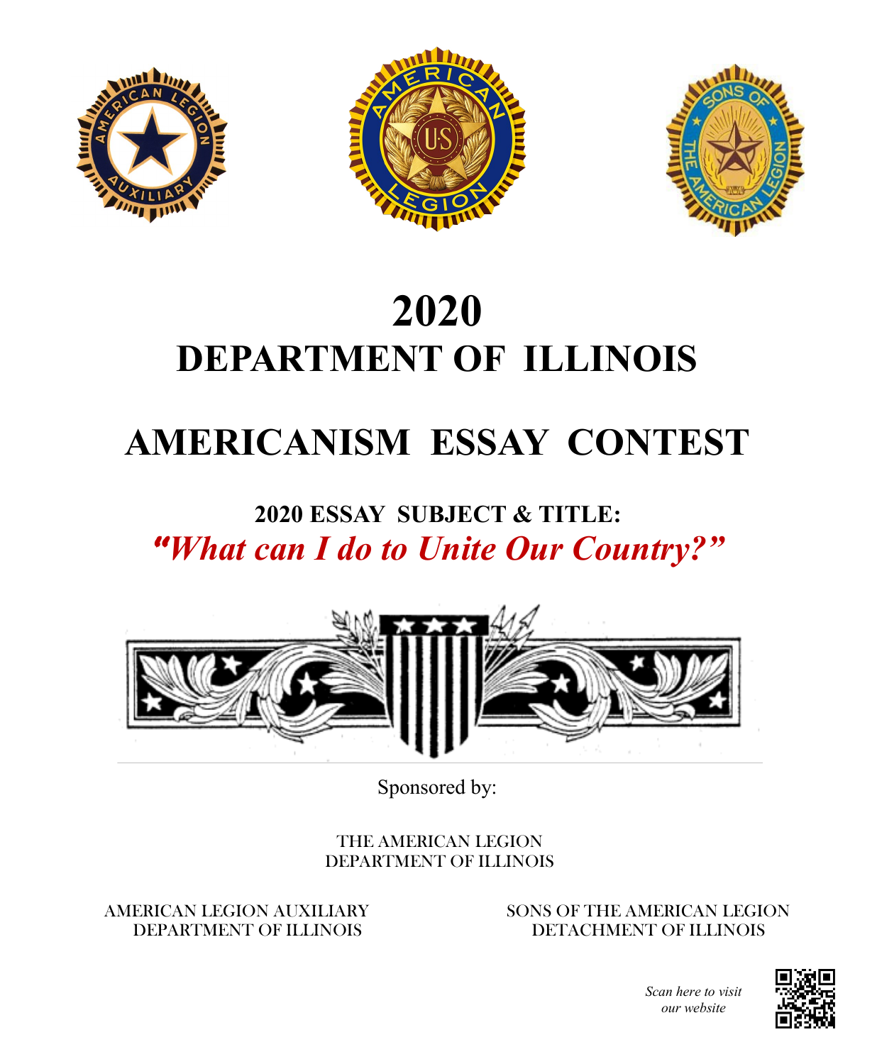# 2020
# DEPARTMENT OF ILLINOIS

# AMERICANISM ESSAY CONTEST

### 2020 ESSAY SUBJECT & TITLE:
### *"What can I do to Unite Our Country?"*

Sponsored by:

THE AMERICAN LEGION
DEPARTMENT OF ILLINOIS

AMERICAN LEGION AUXILIARY
DEPARTMENT OF ILLINOIS

SONS OF THE AMERICAN LEGION
DETACHMENT OF ILLINOIS

*Scan here to visit our website*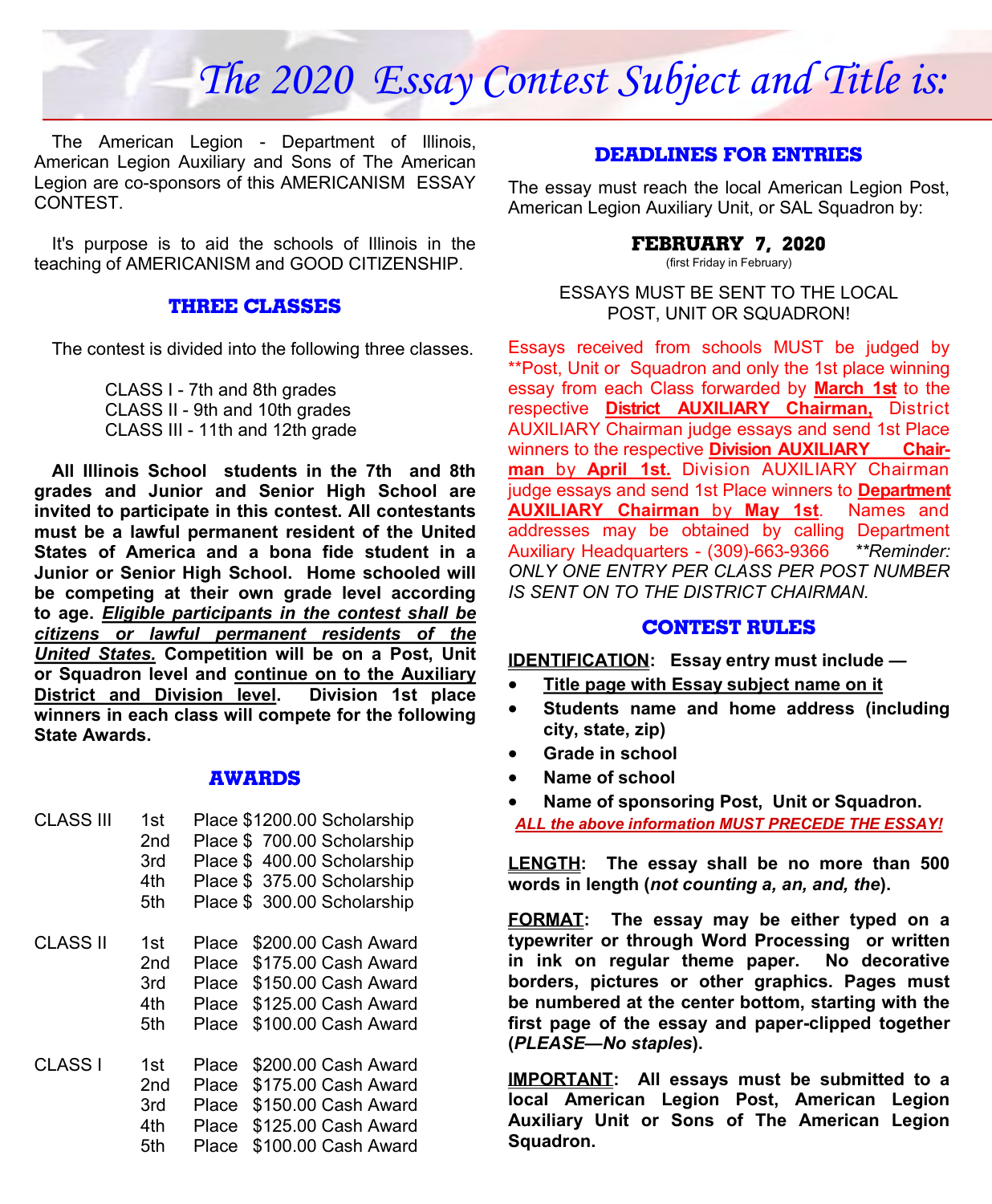# The 2020 Essay Contest Subject and Title is:

The American Legion - Department of Illinois, American Legion Auxiliary and Sons of The American Legion are co-sponsors of this AMERICANISM ESSAY CONTEST.

It's purpose is to aid the schools of Illinois in the teaching of AMERICANISM and GOOD CITIZENSHIP.

## THREE CLASSES

The contest is divided into the following three classes.

CLASS I - 7th and 8th grades
CLASS II - 9th and 10th grades
CLASS III - 11th and 12th grade

**All Illinois School students in the 7th and 8th grades and Junior and Senior High School are invited to participate in this contest. All contestants must be a lawful permanent resident of the United States of America and a bona fide student in a Junior or Senior High School. Home schooled will be competing at their own grade level according to age. *Eligible participants in the contest shall be citizens or lawful permanent residents of the United States.* Competition will be on a Post, Unit or Squadron level and continue on to the Auxiliary District and Division level. Division 1st place winners in each class will compete for the following State Awards.**

## AWARDS

| Class | Place | Award |
|---|---|---|
| CLASS III | 1st Place | $1200.00 Scholarship |
| | 2nd Place | $ 700.00 Scholarship |
| | 3rd Place | $ 400.00 Scholarship |
| | 4th Place | $ 375.00 Scholarship |
| | 5th Place | $ 300.00 Scholarship |
| CLASS II | 1st Place | $200.00 Cash Award |
| | 2nd Place | $175.00 Cash Award |
| | 3rd Place | $150.00 Cash Award |
| | 4th Place | $125.00 Cash Award |
| | 5th Place | $100.00 Cash Award |
| CLASS I | 1st Place | $200.00 Cash Award |
| | 2nd Place | $175.00 Cash Award |
| | 3rd Place | $150.00 Cash Award |
| | 4th Place | $125.00 Cash Award |
| | 5th Place | $100.00 Cash Award |

## DEADLINES FOR ENTRIES

The essay must reach the local American Legion Post, American Legion Auxiliary Unit, or SAL Squadron by:

**FEBRUARY 7, 2020**
(first Friday in February)

ESSAYS MUST BE SENT TO THE LOCAL POST, UNIT OR SQUADRON!

Essays received from schools MUST be judged by **Post, Unit or Squadron and only the 1st place winning essay from each Class forwarded by **March 1st** to the respective **District AUXILIARY Chairman,** District AUXILIARY Chairman judge essays and send 1st Place winners to the respective **Division AUXILIARY Chairman by April 1st.** Division AUXILIARY Chairman judge essays and send 1st Place winners to **Department AUXILIARY Chairman by May 1st**. Names and addresses may be obtained by calling Department Auxiliary Headquarters - (309)-663-9366 ***\*\*Reminder: ONLY ONE ENTRY PER CLASS PER POST NUMBER IS SENT ON TO THE DISTRICT CHAIRMAN.***

## CONTEST RULES

**IDENTIFICATION: Essay entry must include —**

- **Title page with Essay subject name on it**
- **Students name and home address (including city, state, zip)**
- **Grade in school**
- **Name of school**
- **Name of sponsoring Post, Unit or Squadron.**

***ALL the above information MUST PRECEDE THE ESSAY!***

**LENGTH: The essay shall be no more than 500 words in length (*not counting a, an, and, the*).**

**FORMAT: The essay may be either typed on a typewriter or through Word Processing or written in ink on regular theme paper. No decorative borders, pictures or other graphics. Pages must be numbered at the center bottom, starting with the first page of the essay and paper-clipped together (*PLEASE—No staples*).**

**IMPORTANT: All essays must be submitted to a local American Legion Post, American Legion Auxiliary Unit or Sons of The American Legion Squadron.**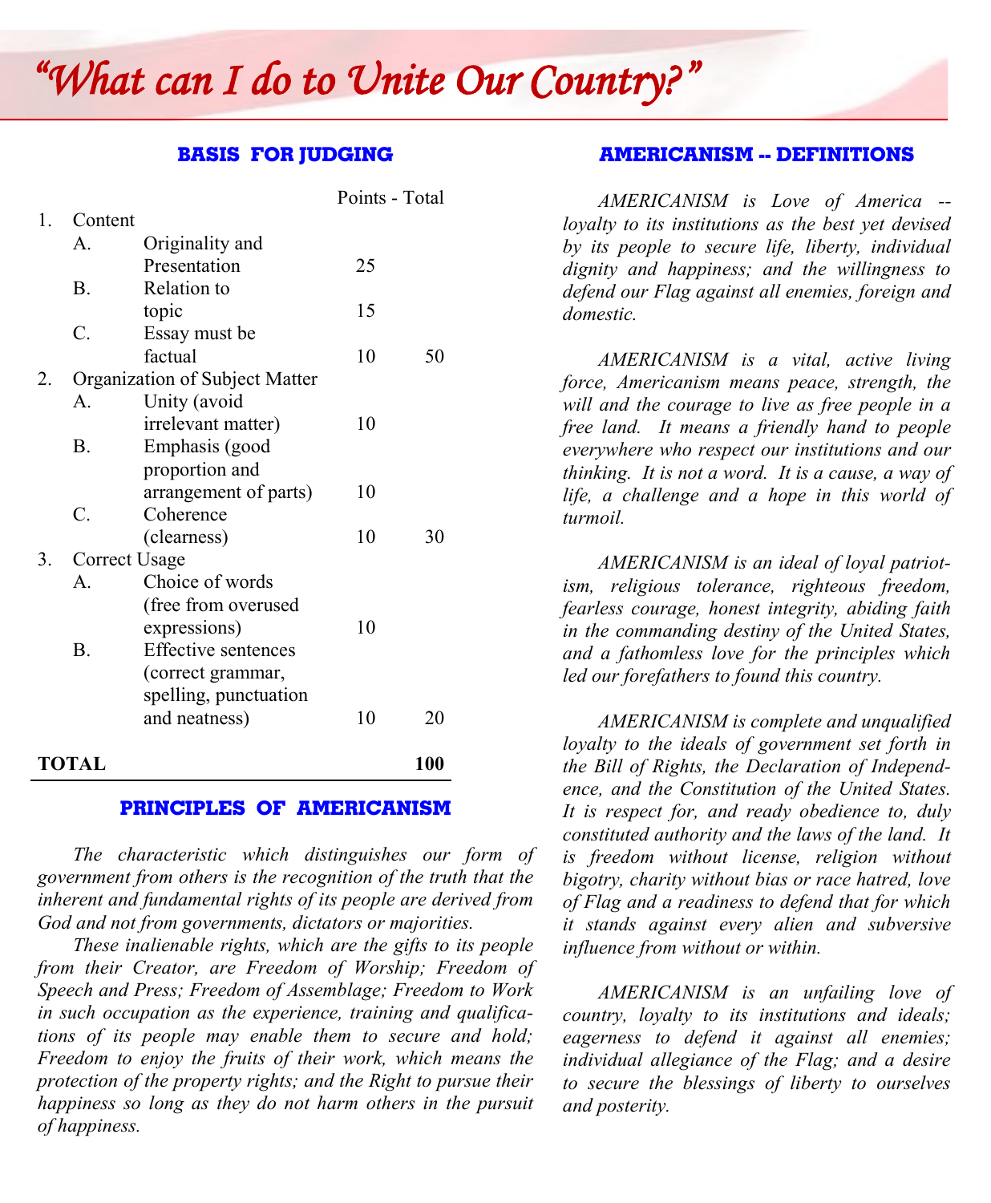# "What can I do to Unite Our Country?"

## BASIS FOR JUDGING

| | | | Points | Total |
|---|---|---|---|---|
| 1. | Content | | | |
| | A. | Originality and Presentation | 25 | |
| | B. | Relation to topic | 15 | |
| | C. | Essay must be factual | 10 | 50 |
| 2. | Organization of Subject Matter | | | |
| | A. | Unity (avoid irrelevant matter) | 10 | |
| | B. | Emphasis (good proportion and arrangement of parts) | 10 | |
| | C. | Coherence (clearness) | 10 | 30 |
| 3. | Correct Usage | | | |
| | A. | Choice of words (free from overused expressions) | 10 | |
| | B. | Effective sentences (correct grammar, spelling, punctuation and neatness) | 10 | 20 |
| **TOTAL** | | | | **100** |

## PRINCIPLES OF AMERICANISM

*The characteristic which distinguishes our form of government from others is the recognition of the truth that the inherent and fundamental rights of its people are derived from God and not from governments, dictators or majorities.*

*These inalienable rights, which are the gifts to its people from their Creator, are Freedom of Worship; Freedom of Speech and Press; Freedom of Assemblage; Freedom to Work in such occupation as the experience, training and qualifications of its people may enable them to secure and hold; Freedom to enjoy the fruits of their work, which means the protection of the property rights; and the Right to pursue their happiness so long as they do not harm others in the pursuit of happiness.*

## AMERICANISM -- DEFINITIONS

*AMERICANISM is Love of America -- loyalty to its institutions as the best yet devised by its people to secure life, liberty, individual dignity and happiness; and the willingness to defend our Flag against all enemies, foreign and domestic.*

*AMERICANISM is a vital, active living force, Americanism means peace, strength, the will and the courage to live as free people in a free land. It means a friendly hand to people everywhere who respect our institutions and our thinking. It is not a word. It is a cause, a way of life, a challenge and a hope in this world of turmoil.*

*AMERICANISM is an ideal of loyal patriotism, religious tolerance, righteous freedom, fearless courage, honest integrity, abiding faith in the commanding destiny of the United States, and a fathomless love for the principles which led our forefathers to found this country.*

*AMERICANISM is complete and unqualified loyalty to the ideals of government set forth in the Bill of Rights, the Declaration of Independence, and the Constitution of the United States. It is respect for, and ready obedience to, duly constituted authority and the laws of the land. It is freedom without license, religion without bigotry, charity without bias or race hatred, love of Flag and a readiness to defend that for which it stands against every alien and subversive influence from without or within.*

*AMERICANISM is an unfailing love of country, loyalty to its institutions and ideals; eagerness to defend it against all enemies; individual allegiance of the Flag; and a desire to secure the blessings of liberty to ourselves and posterity.*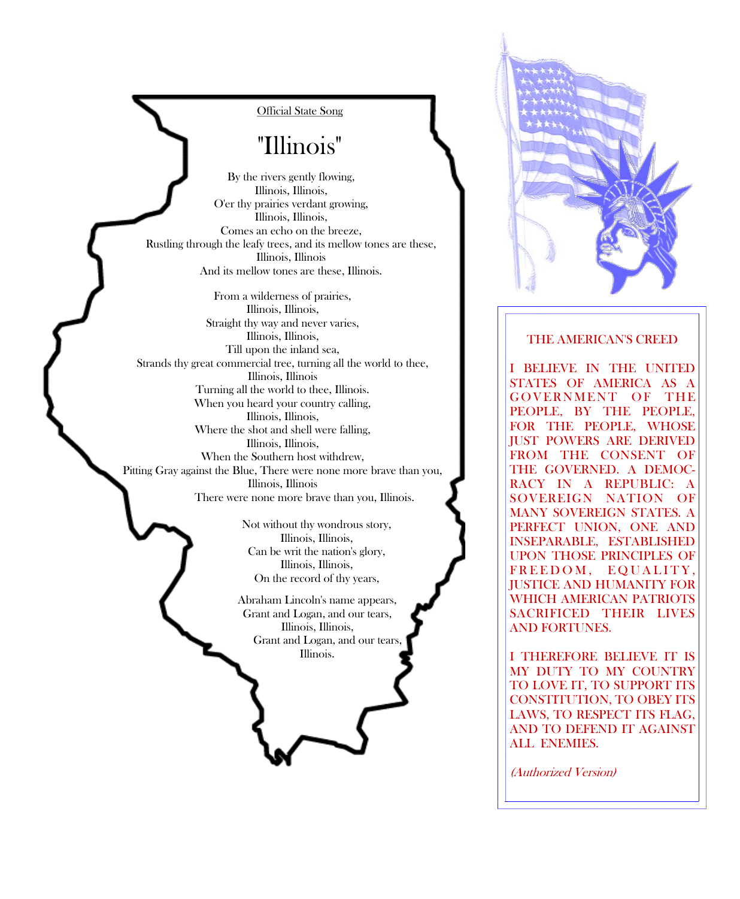Official State Song

# "Illinois"

By the rivers gently flowing,
Illinois, Illinois,
O'er thy prairies verdant growing,
Illinois, Illinois,
Comes an echo on the breeze,
Rustling through the leafy trees, and its mellow tones are these,
Illinois, Illinois
And its mellow tones are these, Illinois.

From a wilderness of prairies,
Illinois, Illinois,
Straight thy way and never varies,
Illinois, Illinois,
Till upon the inland sea,
Strands thy great commercial tree, turning all the world to thee,
Illinois, Illinois
Turning all the world to thee, Illinois.
When you heard your country calling,
Illinois, Illinois,
Where the shot and shell were falling,
Illinois, Illinois,
When the Southern host withdrew,
Pitting Gray against the Blue, There were none more brave than you,
Illinois, Illinois
There were none more brave than you, Illinois.

Not without thy wondrous story,
Illinois, Illinois,
Can be writ the nation's glory,
Illinois, Illinois,
On the record of thy years,

Abraham Lincoln's name appears,
Grant and Logan, and our tears,
Illinois, Illinois,
Grant and Logan, and our tears,
Illinois.

THE AMERICAN'S CREED

I BELIEVE IN THE UNITED STATES OF AMERICA AS A GOVERNMENT OF THE PEOPLE, BY THE PEOPLE, FOR THE PEOPLE, WHOSE JUST POWERS ARE DERIVED FROM THE CONSENT OF THE GOVERNED. A DEMOCRACY IN A REPUBLIC: A SOVEREIGN NATION OF MANY SOVEREIGN STATES. A PERFECT UNION, ONE AND INSEPARABLE, ESTABLISHED UPON THOSE PRINCIPLES OF FREEDOM, EQUALITY, JUSTICE AND HUMANITY FOR WHICH AMERICAN PATRIOTS SACRIFICED THEIR LIVES AND FORTUNES.

I THEREFORE BELIEVE IT IS MY DUTY TO MY COUNTRY TO LOVE IT, TO SUPPORT ITS CONSTITUTION, TO OBEY ITS LAWS, TO RESPECT ITS FLAG, AND TO DEFEND IT AGAINST ALL ENEMIES.

*(Authorized Version)*